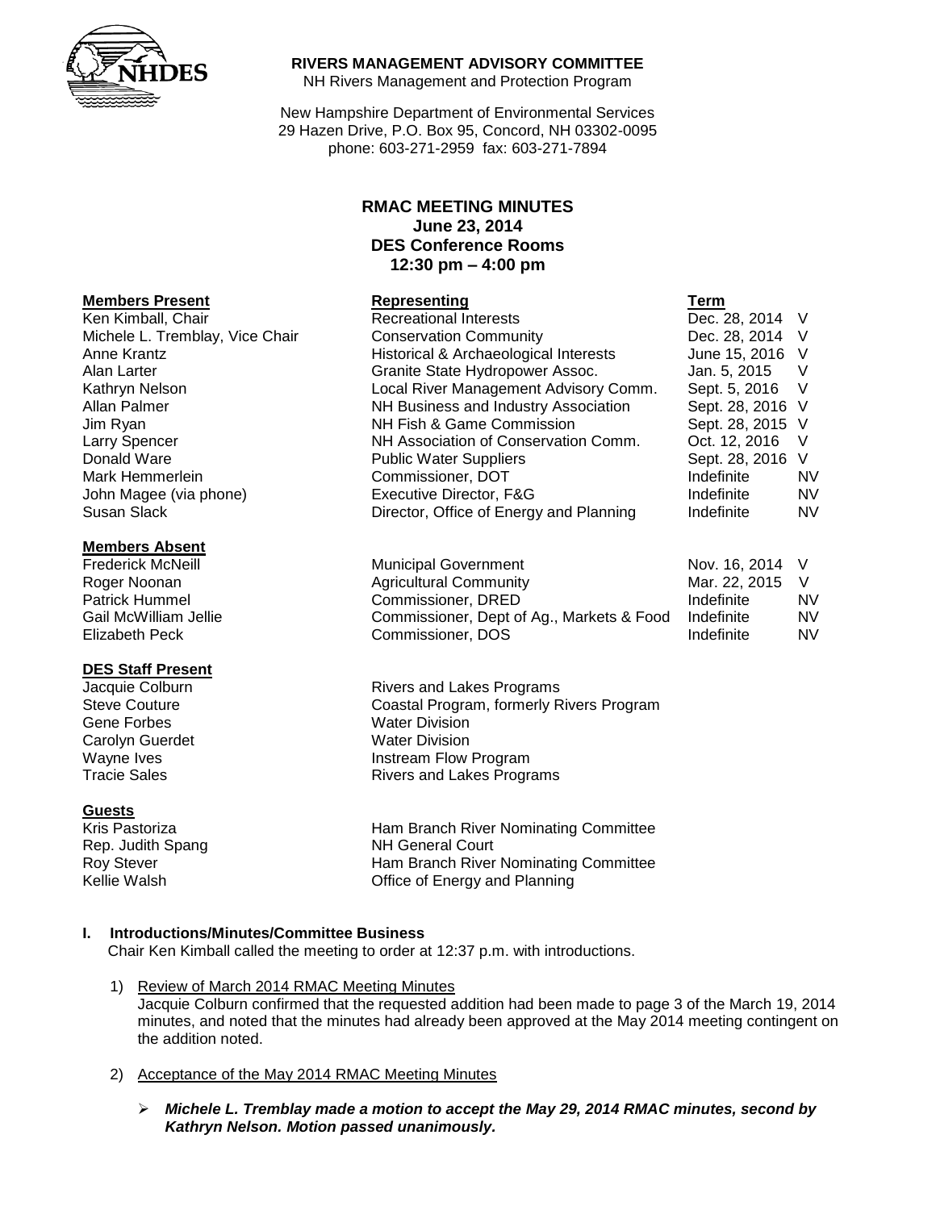**RIVERS MANAGEMENT ADVISORY COMMITTEE**
NH Rivers Management and Protection Program

New Hampshire Department of Environmental Services
29 Hazen Drive, P.O. Box 95, Concord, NH 03302-0095
phone: 603-271-2959 fax: 603-271-7894

# RMAC MEETING MINUTES
## June 23, 2014
## DES Conference Rooms
## 12:30 pm – 4:00 pm

| Members Present | Representing | Term | |
|---|---|---|---|
| Ken Kimball, Chair | Recreational Interests | Dec. 28, 2014 | V |
| Michele L. Tremblay, Vice Chair | Conservation Community | Dec. 28, 2014 | V |
| Anne Krantz | Historical & Archaeological Interests | June 15, 2016 | V |
| Alan Larter | Granite State Hydropower Assoc. | Jan. 5, 2015 | V |
| Kathryn Nelson | Local River Management Advisory Comm. | Sept. 5, 2016 | V |
| Allan Palmer | NH Business and Industry Association | Sept. 28, 2016 | V |
| Jim Ryan | NH Fish & Game Commission | Sept. 28, 2015 | V |
| Larry Spencer | NH Association of Conservation Comm. | Oct. 12, 2016 | V |
| Donald Ware | Public Water Suppliers | Sept. 28, 2016 | V |
| Mark Hemmerlein | Commissioner, DOT | Indefinite | NV |
| John Magee (via phone) | Executive Director, F&G | Indefinite | NV |
| Susan Slack | Director, Office of Energy and Planning | Indefinite | NV |

| Members Absent | | | |
|---|---|---|---|
| Frederick McNeill | Municipal Government | Nov. 16, 2014 | V |
| Roger Noonan | Agricultural Community | Mar. 22, 2015 | V |
| Patrick Hummel | Commissioner, DRED | Indefinite | NV |
| Gail McWilliam Jellie | Commissioner, Dept of Ag., Markets & Food | Indefinite | NV |
| Elizabeth Peck | Commissioner, DOS | Indefinite | NV |

| DES Staff Present | |
|---|---|
| Jacquie Colburn | Rivers and Lakes Programs |
| Steve Couture | Coastal Program, formerly Rivers Program |
| Gene Forbes | Water Division |
| Carolyn Guerdet | Water Division |
| Wayne Ives | Instream Flow Program |
| Tracie Sales | Rivers and Lakes Programs |

| Guests | |
|---|---|
| Kris Pastoriza | Ham Branch River Nominating Committee |
| Rep. Judith Spang | NH General Court |
| Roy Stever | Ham Branch River Nominating Committee |
| Kellie Walsh | Office of Energy and Planning |

### I. Introductions/Minutes/Committee Business

Chair Ken Kimball called the meeting to order at 12:37 p.m. with introductions.

1) Review of March 2014 RMAC Meeting Minutes
   Jacquie Colburn confirmed that the requested addition had been made to page 3 of the March 19, 2014 minutes, and noted that the minutes had already been approved at the May 2014 meeting contingent on the addition noted.

2) Acceptance of the May 2014 RMAC Meeting Minutes

   - ***Michele L. Tremblay made a motion to accept the May 29, 2014 RMAC minutes, second by Kathryn Nelson. Motion passed unanimously.***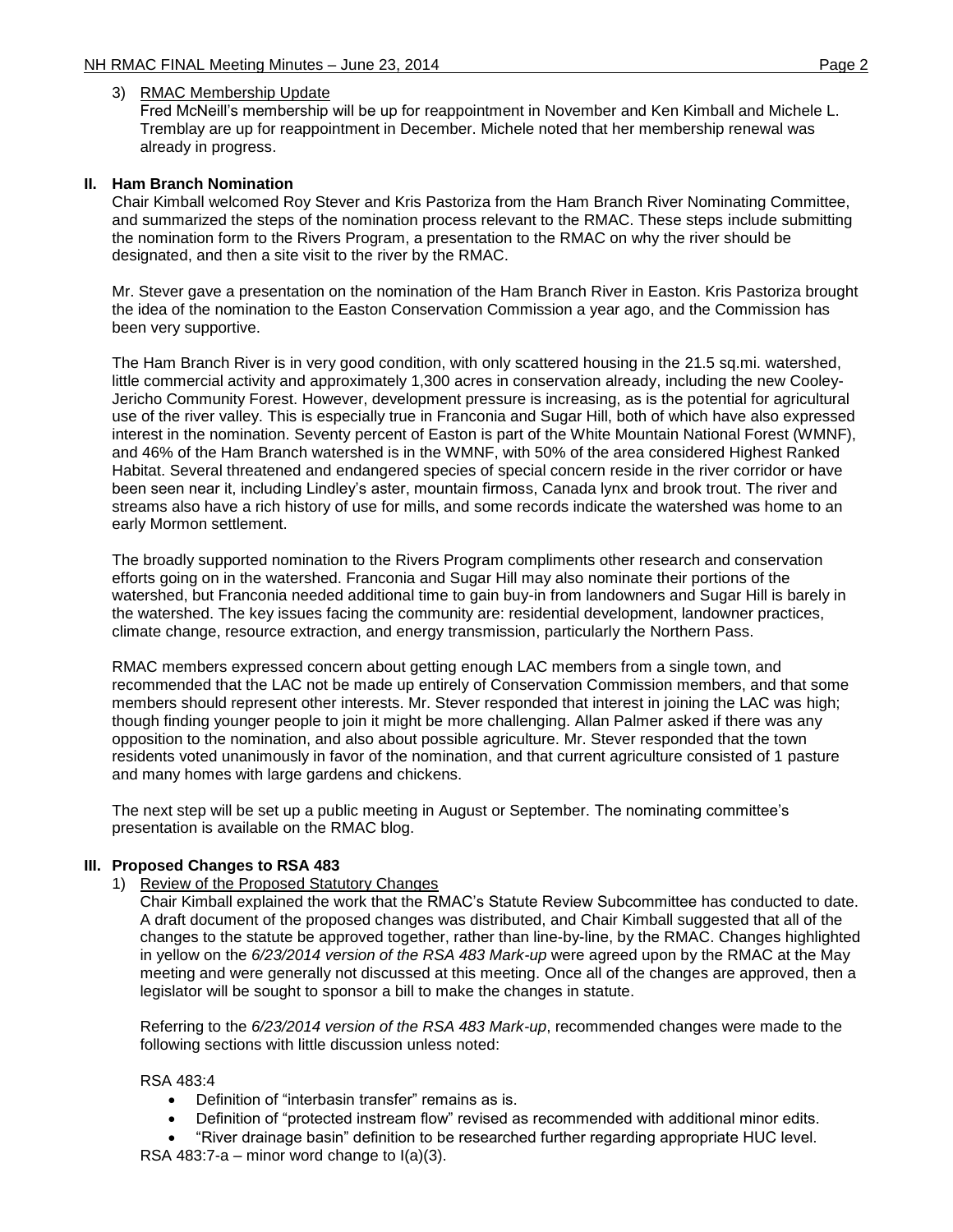3) RMAC Membership Update

Fred McNeill's membership will be up for reappointment in November and Ken Kimball and Michele L. Tremblay are up for reappointment in December. Michele noted that her membership renewal was already in progress.

## II. Ham Branch Nomination

Chair Kimball welcomed Roy Stever and Kris Pastoriza from the Ham Branch River Nominating Committee, and summarized the steps of the nomination process relevant to the RMAC. These steps include submitting the nomination form to the Rivers Program, a presentation to the RMAC on why the river should be designated, and then a site visit to the river by the RMAC.

Mr. Stever gave a presentation on the nomination of the Ham Branch River in Easton. Kris Pastoriza brought the idea of the nomination to the Easton Conservation Commission a year ago, and the Commission has been very supportive.

The Ham Branch River is in very good condition, with only scattered housing in the 21.5 sq.mi. watershed, little commercial activity and approximately 1,300 acres in conservation already, including the new Cooley-Jericho Community Forest. However, development pressure is increasing, as is the potential for agricultural use of the river valley. This is especially true in Franconia and Sugar Hill, both of which have also expressed interest in the nomination. Seventy percent of Easton is part of the White Mountain National Forest (WMNF), and 46% of the Ham Branch watershed is in the WMNF, with 50% of the area considered Highest Ranked Habitat. Several threatened and endangered species of special concern reside in the river corridor or have been seen near it, including Lindley's aster, mountain firmoss, Canada lynx and brook trout. The river and streams also have a rich history of use for mills, and some records indicate the watershed was home to an early Mormon settlement.

The broadly supported nomination to the Rivers Program compliments other research and conservation efforts going on in the watershed. Franconia and Sugar Hill may also nominate their portions of the watershed, but Franconia needed additional time to gain buy-in from landowners and Sugar Hill is barely in the watershed. The key issues facing the community are: residential development, landowner practices, climate change, resource extraction, and energy transmission, particularly the Northern Pass.

RMAC members expressed concern about getting enough LAC members from a single town, and recommended that the LAC not be made up entirely of Conservation Commission members, and that some members should represent other interests. Mr. Stever responded that interest in joining the LAC was high; though finding younger people to join it might be more challenging. Allan Palmer asked if there was any opposition to the nomination, and also about possible agriculture. Mr. Stever responded that the town residents voted unanimously in favor of the nomination, and that current agriculture consisted of 1 pasture and many homes with large gardens and chickens.

The next step will be set up a public meeting in August or September. The nominating committee's presentation is available on the RMAC blog.

## III. Proposed Changes to RSA 483

1) Review of the Proposed Statutory Changes

Chair Kimball explained the work that the RMAC's Statute Review Subcommittee has conducted to date. A draft document of the proposed changes was distributed, and Chair Kimball suggested that all of the changes to the statute be approved together, rather than line-by-line, by the RMAC. Changes highlighted in yellow on the *6/23/2014 version of the RSA 483 Mark-up* were agreed upon by the RMAC at the May meeting and were generally not discussed at this meeting. Once all of the changes are approved, then a legislator will be sought to sponsor a bill to make the changes in statute.

Referring to the *6/23/2014 version of the RSA 483 Mark-up*, recommended changes were made to the following sections with little discussion unless noted:

RSA 483:4

- Definition of "interbasin transfer" remains as is.
- Definition of "protected instream flow" revised as recommended with additional minor edits.
- "River drainage basin" definition to be researched further regarding appropriate HUC level.

RSA 483:7-a – minor word change to I(a)(3).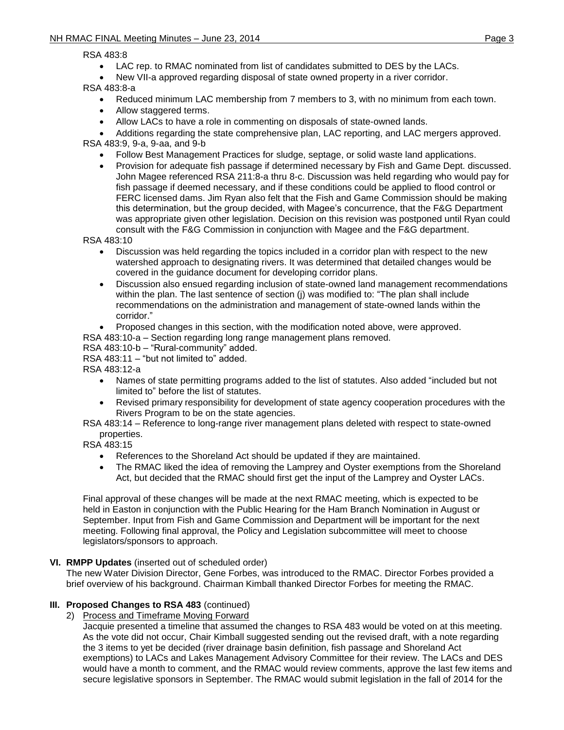RSA 483:8

- LAC rep. to RMAC nominated from list of candidates submitted to DES by the LACs.
- New VII-a approved regarding disposal of state owned property in a river corridor.

RSA 483:8-a

- Reduced minimum LAC membership from 7 members to 3, with no minimum from each town.
- Allow staggered terms.
- Allow LACs to have a role in commenting on disposals of state-owned lands.
- Additions regarding the state comprehensive plan, LAC reporting, and LAC mergers approved.

RSA 483:9, 9-a, 9-aa, and 9-b

- Follow Best Management Practices for sludge, septage, or solid waste land applications.
- Provision for adequate fish passage if determined necessary by Fish and Game Dept. discussed. John Magee referenced RSA 211:8-a thru 8-c. Discussion was held regarding who would pay for fish passage if deemed necessary, and if these conditions could be applied to flood control or FERC licensed dams. Jim Ryan also felt that the Fish and Game Commission should be making this determination, but the group decided, with Magee's concurrence, that the F&G Department was appropriate given other legislation. Decision on this revision was postponed until Ryan could consult with the F&G Commission in conjunction with Magee and the F&G department.

RSA 483:10

- Discussion was held regarding the topics included in a corridor plan with respect to the new watershed approach to designating rivers. It was determined that detailed changes would be covered in the guidance document for developing corridor plans.
- Discussion also ensued regarding inclusion of state-owned land management recommendations within the plan. The last sentence of section (j) was modified to: "The plan shall include recommendations on the administration and management of state-owned lands within the corridor."
- Proposed changes in this section, with the modification noted above, were approved.

RSA 483:10-a – Section regarding long range management plans removed.

RSA 483:10-b – "Rural-community" added.

RSA 483:11 – "but not limited to" added.

RSA 483:12-a

- Names of state permitting programs added to the list of statutes. Also added "included but not limited to" before the list of statutes.
- Revised primary responsibility for development of state agency cooperation procedures with the Rivers Program to be on the state agencies.

RSA 483:14 – Reference to long-range river management plans deleted with respect to state-owned properties.

RSA 483:15

- References to the Shoreland Act should be updated if they are maintained.
- The RMAC liked the idea of removing the Lamprey and Oyster exemptions from the Shoreland Act, but decided that the RMAC should first get the input of the Lamprey and Oyster LACs.

Final approval of these changes will be made at the next RMAC meeting, which is expected to be held in Easton in conjunction with the Public Hearing for the Ham Branch Nomination in August or September. Input from Fish and Game Commission and Department will be important for the next meeting. Following final approval, the Policy and Legislation subcommittee will meet to choose legislators/sponsors to approach.

**VI. RMPP Updates** (inserted out of scheduled order)

The new Water Division Director, Gene Forbes, was introduced to the RMAC. Director Forbes provided a brief overview of his background. Chairman Kimball thanked Director Forbes for meeting the RMAC.

**III. Proposed Changes to RSA 483** (continued)

2) Process and Timeframe Moving Forward

Jacquie presented a timeline that assumed the changes to RSA 483 would be voted on at this meeting. As the vote did not occur, Chair Kimball suggested sending out the revised draft, with a note regarding the 3 items to yet be decided (river drainage basin definition, fish passage and Shoreland Act exemptions) to LACs and Lakes Management Advisory Committee for their review. The LACs and DES would have a month to comment, and the RMAC would review comments, approve the last few items and secure legislative sponsors in September. The RMAC would submit legislation in the fall of 2014 for the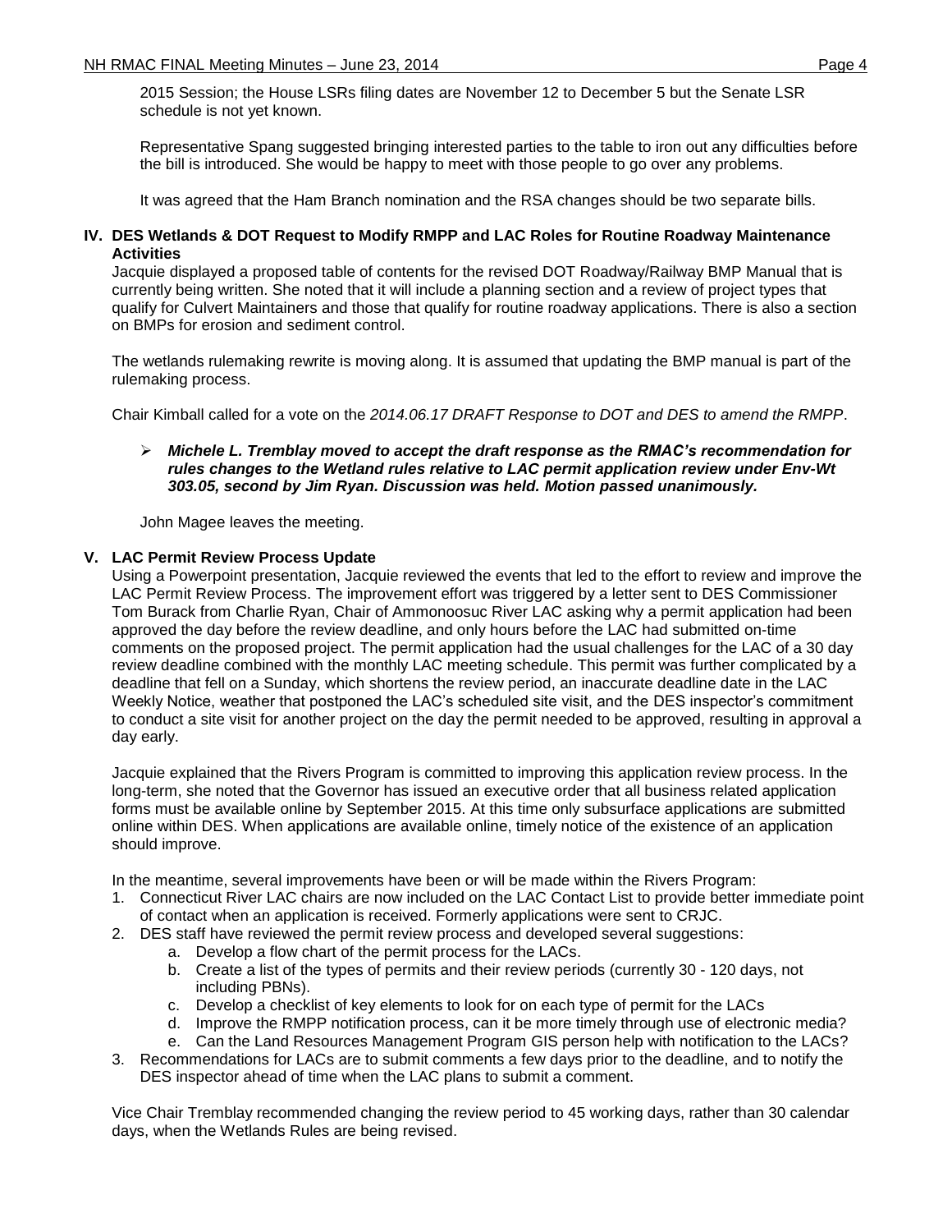2015 Session; the House LSRs filing dates are November 12 to December 5 but the Senate LSR schedule is not yet known.

Representative Spang suggested bringing interested parties to the table to iron out any difficulties before the bill is introduced. She would be happy to meet with those people to go over any problems.

It was agreed that the Ham Branch nomination and the RSA changes should be two separate bills.

## IV. DES Wetlands & DOT Request to Modify RMPP and LAC Roles for Routine Roadway Maintenance Activities

Jacquie displayed a proposed table of contents for the revised DOT Roadway/Railway BMP Manual that is currently being written. She noted that it will include a planning section and a review of project types that qualify for Culvert Maintainers and those that qualify for routine roadway applications. There is also a section on BMPs for erosion and sediment control.

The wetlands rulemaking rewrite is moving along. It is assumed that updating the BMP manual is part of the rulemaking process.

Chair Kimball called for a vote on the *2014.06.17 DRAFT Response to DOT and DES to amend the RMPP*.

- ***Michele L. Tremblay moved to accept the draft response as the RMAC's recommendation for rules changes to the Wetland rules relative to LAC permit application review under Env-Wt 303.05, second by Jim Ryan. Discussion was held. Motion passed unanimously.***

John Magee leaves the meeting.

## V. LAC Permit Review Process Update

Using a Powerpoint presentation, Jacquie reviewed the events that led to the effort to review and improve the LAC Permit Review Process. The improvement effort was triggered by a letter sent to DES Commissioner Tom Burack from Charlie Ryan, Chair of Ammonoosuc River LAC asking why a permit application had been approved the day before the review deadline, and only hours before the LAC had submitted on-time comments on the proposed project. The permit application had the usual challenges for the LAC of a 30 day review deadline combined with the monthly LAC meeting schedule. This permit was further complicated by a deadline that fell on a Sunday, which shortens the review period, an inaccurate deadline date in the LAC Weekly Notice, weather that postponed the LAC's scheduled site visit, and the DES inspector's commitment to conduct a site visit for another project on the day the permit needed to be approved, resulting in approval a day early.

Jacquie explained that the Rivers Program is committed to improving this application review process. In the long-term, she noted that the Governor has issued an executive order that all business related application forms must be available online by September 2015. At this time only subsurface applications are submitted online within DES. When applications are available online, timely notice of the existence of an application should improve.

In the meantime, several improvements have been or will be made within the Rivers Program:

1. Connecticut River LAC chairs are now included on the LAC Contact List to provide better immediate point of contact when an application is received. Formerly applications were sent to CRJC.
2. DES staff have reviewed the permit review process and developed several suggestions:
   a. Develop a flow chart of the permit process for the LACs.
   b. Create a list of the types of permits and their review periods (currently 30 - 120 days, not including PBNs).
   c. Develop a checklist of key elements to look for on each type of permit for the LACs
   d. Improve the RMPP notification process, can it be more timely through use of electronic media?
   e. Can the Land Resources Management Program GIS person help with notification to the LACs?
3. Recommendations for LACs are to submit comments a few days prior to the deadline, and to notify the DES inspector ahead of time when the LAC plans to submit a comment.

Vice Chair Tremblay recommended changing the review period to 45 working days, rather than 30 calendar days, when the Wetlands Rules are being revised.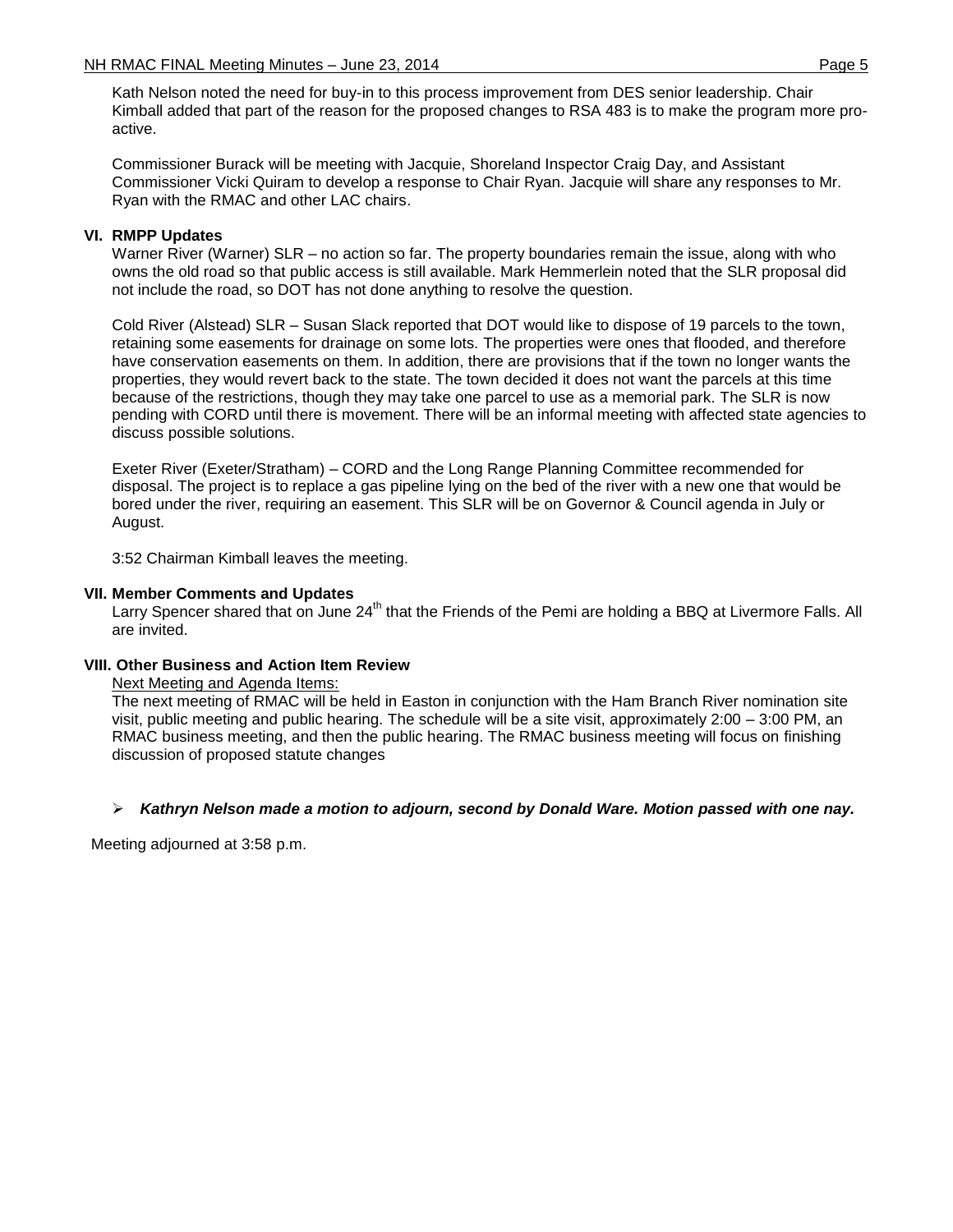Kath Nelson noted the need for buy-in to this process improvement from DES senior leadership. Chair Kimball added that part of the reason for the proposed changes to RSA 483 is to make the program more pro-active.

Commissioner Burack will be meeting with Jacquie, Shoreland Inspector Craig Day, and Assistant Commissioner Vicki Quiram to develop a response to Chair Ryan. Jacquie will share any responses to Mr. Ryan with the RMAC and other LAC chairs.

## VI. RMPP Updates

Warner River (Warner) SLR – no action so far. The property boundaries remain the issue, along with who owns the old road so that public access is still available. Mark Hemmerlein noted that the SLR proposal did not include the road, so DOT has not done anything to resolve the question.

Cold River (Alstead) SLR – Susan Slack reported that DOT would like to dispose of 19 parcels to the town, retaining some easements for drainage on some lots. The properties were ones that flooded, and therefore have conservation easements on them. In addition, there are provisions that if the town no longer wants the properties, they would revert back to the state. The town decided it does not want the parcels at this time because of the restrictions, though they may take one parcel to use as a memorial park. The SLR is now pending with CORD until there is movement. There will be an informal meeting with affected state agencies to discuss possible solutions.

Exeter River (Exeter/Stratham) – CORD and the Long Range Planning Committee recommended for disposal. The project is to replace a gas pipeline lying on the bed of the river with a new one that would be bored under the river, requiring an easement. This SLR will be on Governor & Council agenda in July or August.

3:52 Chairman Kimball leaves the meeting.

## VII. Member Comments and Updates

Larry Spencer shared that on June 24th that the Friends of the Pemi are holding a BBQ at Livermore Falls. All are invited.

## VIII. Other Business and Action Item Review

Next Meeting and Agenda Items:

The next meeting of RMAC will be held in Easton in conjunction with the Ham Branch River nomination site visit, public meeting and public hearing. The schedule will be a site visit, approximately 2:00 – 3:00 PM, an RMAC business meeting, and then the public hearing. The RMAC business meeting will focus on finishing discussion of proposed statute changes

- ***Kathryn Nelson made a motion to adjourn, second by Donald Ware. Motion passed with one nay.***

Meeting adjourned at 3:58 p.m.